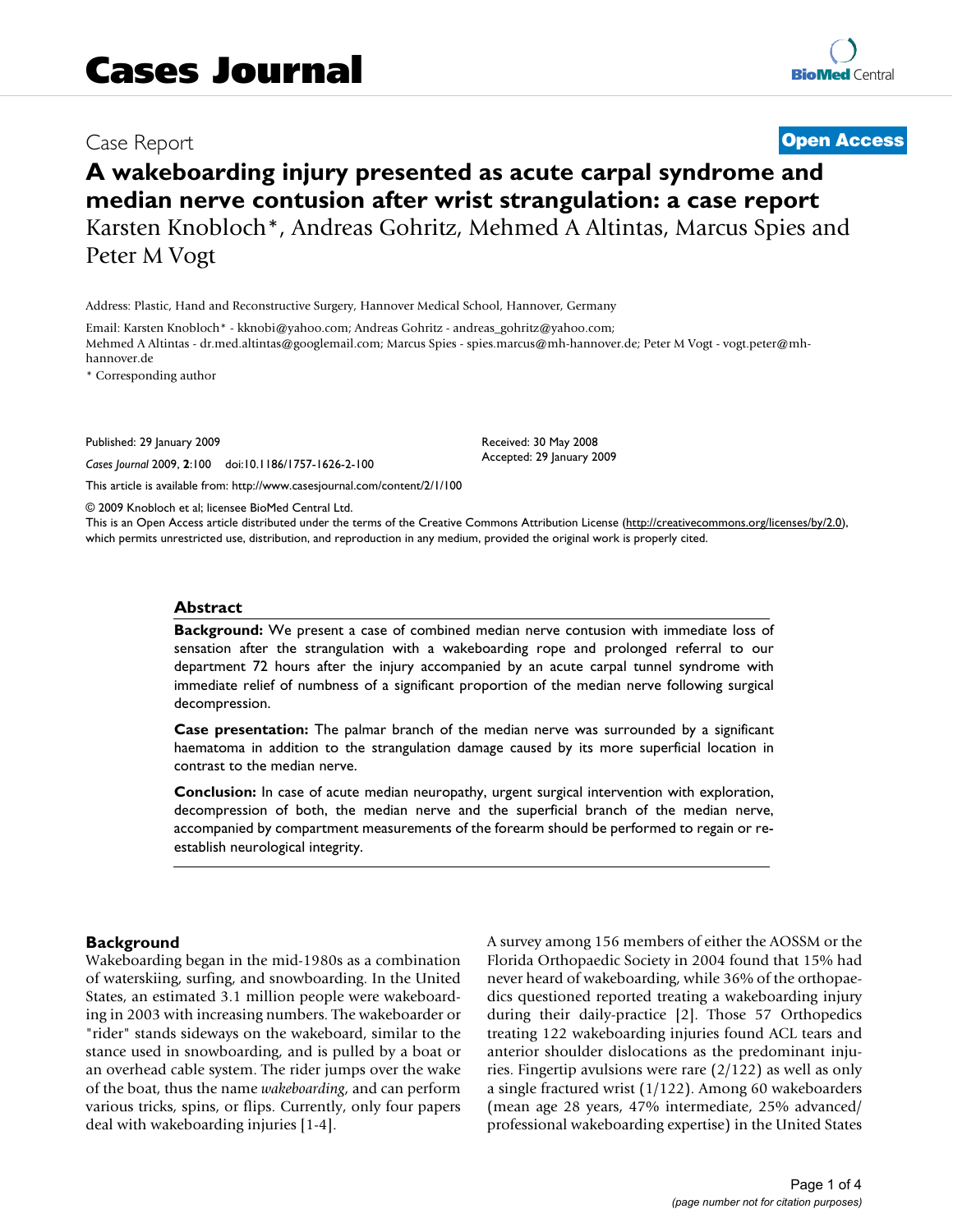# Cases Journal

Case Report

**Open Access**

# A wakeboarding injury presented as acute carpal syndrome and median nerve contusion after wrist strangulation: a case report

Karsten Knobloch*, Andreas Gohritz, Mehmed A Altintas, Marcus Spies and Peter M Vogt

Address: Plastic, Hand and Reconstructive Surgery, Hannover Medical School, Hannover, Germany

Email: Karsten Knobloch* - kknobi@yahoo.com; Andreas Gohritz - andreas_gohritz@yahoo.com; Mehmed A Altintas - dr.med.altintas@googlemail.com; Marcus Spies - spies.marcus@mh-hannover.de; Peter M Vogt - vogt.peter@mh-hannover.de

* Corresponding author

Published: 29 January 2009

*Cases Journal* 2009, **2**:100 doi:10.1186/1757-1626-2-100

Received: 30 May 2008
Accepted: 29 January 2009

This article is available from: http://www.casesjournal.com/content/2/1/100

© 2009 Knobloch et al; licensee BioMed Central Ltd.
This is an Open Access article distributed under the terms of the Creative Commons Attribution License (http://creativecommons.org/licenses/by/2.0), which permits unrestricted use, distribution, and reproduction in any medium, provided the original work is properly cited.

## Abstract

**Background:** We present a case of combined median nerve contusion with immediate loss of sensation after the strangulation with a wakeboarding rope and prolonged referral to our department 72 hours after the injury accompanied by an acute carpal tunnel syndrome with immediate relief of numbness of a significant proportion of the median nerve following surgical decompression.

**Case presentation:** The palmar branch of the median nerve was surrounded by a significant haematoma in addition to the strangulation damage caused by its more superficial location in contrast to the median nerve.

**Conclusion:** In case of acute median neuropathy, urgent surgical intervention with exploration, decompression of both, the median nerve and the superficial branch of the median nerve, accompanied by compartment measurements of the forearm should be performed to regain or re-establish neurological integrity.

## Background

Wakeboarding began in the mid-1980s as a combination of waterskiing, surfing, and snowboarding. In the United States, an estimated 3.1 million people were wakeboarding in 2003 with increasing numbers. The wakeboarder or "rider" stands sideways on the wakeboard, similar to the stance used in snowboarding, and is pulled by a boat or an overhead cable system. The rider jumps over the wake of the boat, thus the name *wakeboarding*, and can perform various tricks, spins, or flips. Currently, only four papers deal with wakeboarding injuries [1-4].

A survey among 156 members of either the AOSSM or the Florida Orthopaedic Society in 2004 found that 15% had never heard of wakeboarding, while 36% of the orthopaedics questioned reported treating a wakeboarding injury during their daily-practice [2]. Those 57 Orthopedics treating 122 wakeboarding injuries found ACL tears and anterior shoulder dislocations as the predominant injuries. Fingertip avulsions were rare (2/122) as well as only a single fractured wrist (1/122). Among 60 wakeboarders (mean age 28 years, 47% intermediate, 25% advanced/ professional wakeboarding expertise) in the United States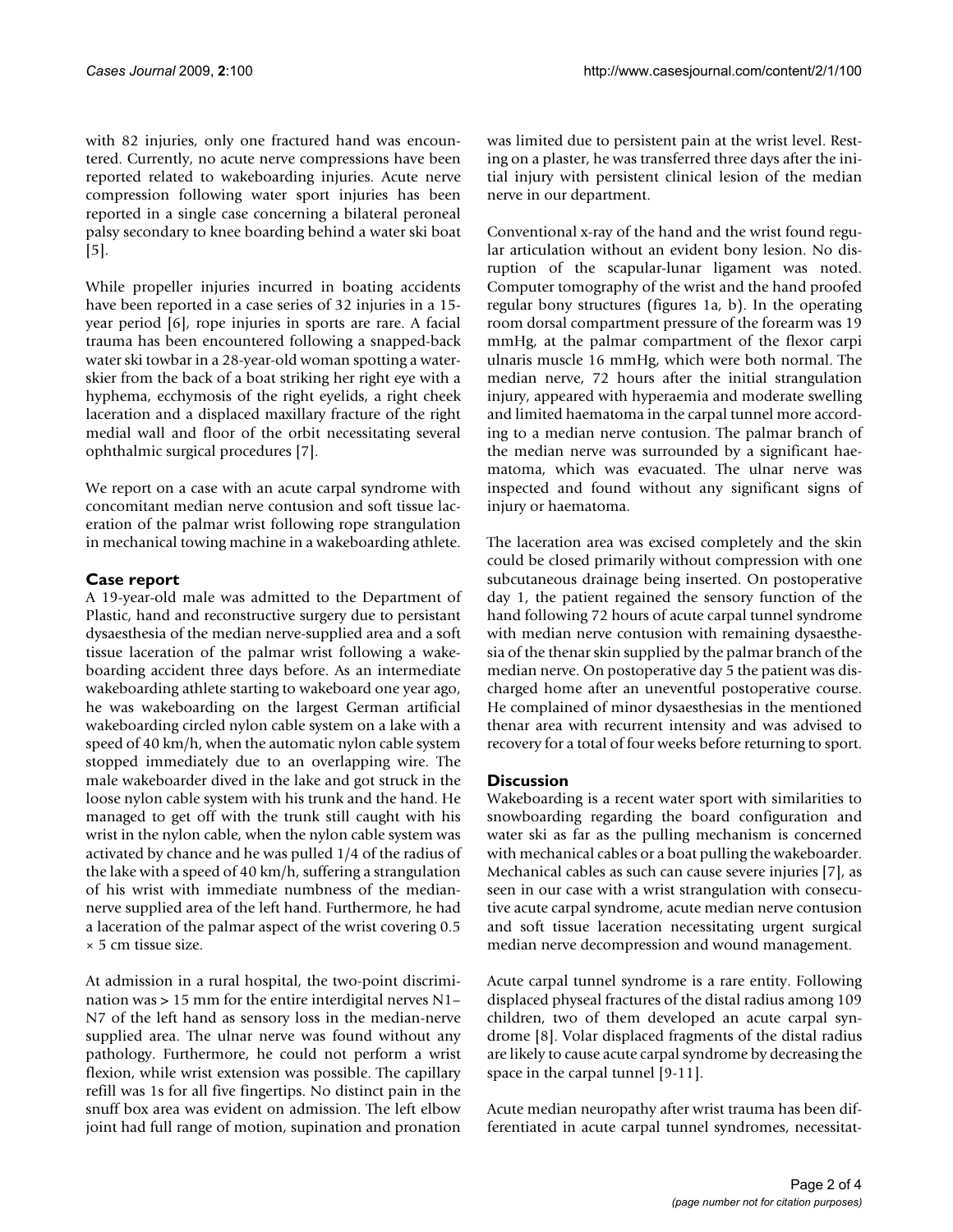with 82 injuries, only one fractured hand was encountered. Currently, no acute nerve compressions have been reported related to wakeboarding injuries. Acute nerve compression following water sport injuries has been reported in a single case concerning a bilateral peroneal palsy secondary to knee boarding behind a water ski boat [5].

While propeller injuries incurred in boating accidents have been reported in a case series of 32 injuries in a 15-year period [6], rope injuries in sports are rare. A facial trauma has been encountered following a snapped-back water ski towbar in a 28-year-old woman spotting a water-skier from the back of a boat striking her right eye with a hyphema, ecchymosis of the right eyelids, a right cheek laceration and a displaced maxillary fracture of the right medial wall and floor of the orbit necessitating several ophthalmic surgical procedures [7].

We report on a case with an acute carpal syndrome with concomitant median nerve contusion and soft tissue laceration of the palmar wrist following rope strangulation in mechanical towing machine in a wakeboarding athlete.

## Case report

A 19-year-old male was admitted to the Department of Plastic, hand and reconstructive surgery due to persistant dysaesthesia of the median nerve-supplied area and a soft tissue laceration of the palmar wrist following a wakeboarding accident three days before. As an intermediate wakeboarding athlete starting to wakeboard one year ago, he was wakeboarding on the largest German artificial wakeboarding circled nylon cable system on a lake with a speed of 40 km/h, when the automatic nylon cable system stopped immediately due to an overlapping wire. The male wakeboarder dived in the lake and got struck in the loose nylon cable system with his trunk and the hand. He managed to get off with the trunk still caught with his wrist in the nylon cable, when the nylon cable system was activated by chance and he was pulled 1/4 of the radius of the lake with a speed of 40 km/h, suffering a strangulation of his wrist with immediate numbness of the median-nerve supplied area of the left hand. Furthermore, he had a laceration of the palmar aspect of the wrist covering 0.5 × 5 cm tissue size.

At admission in a rural hospital, the two-point discrimination was > 15 mm for the entire interdigital nerves N1–N7 of the left hand as sensory loss in the median-nerve supplied area. The ulnar nerve was found without any pathology. Furthermore, he could not perform a wrist flexion, while wrist extension was possible. The capillary refill was 1s for all five fingertips. No distinct pain in the snuff box area was evident on admission. The left elbow joint had full range of motion, supination and pronation was limited due to persistent pain at the wrist level. Resting on a plaster, he was transferred three days after the initial injury with persistent clinical lesion of the median nerve in our department.

Conventional x-ray of the hand and the wrist found regular articulation without an evident bony lesion. No disruption of the scapular-lunar ligament was noted. Computer tomography of the wrist and the hand proofed regular bony structures (figures 1a, b). In the operating room dorsal compartment pressure of the forearm was 19 mmHg, at the palmar compartment of the flexor carpi ulnaris muscle 16 mmHg, which were both normal. The median nerve, 72 hours after the initial strangulation injury, appeared with hyperaemia and moderate swelling and limited haematoma in the carpal tunnel more according to a median nerve contusion. The palmar branch of the median nerve was surrounded by a significant haematoma, which was evacuated. The ulnar nerve was inspected and found without any significant signs of injury or haematoma.

The laceration area was excised completely and the skin could be closed primarily without compression with one subcutaneous drainage being inserted. On postoperative day 1, the patient regained the sensory function of the hand following 72 hours of acute carpal tunnel syndrome with median nerve contusion with remaining dysaesthesia of the thenar skin supplied by the palmar branch of the median nerve. On postoperative day 5 the patient was discharged home after an uneventful postoperative course. He complained of minor dysaesthesias in the mentioned thenar area with recurrent intensity and was advised to recovery for a total of four weeks before returning to sport.

## Discussion

Wakeboarding is a recent water sport with similarities to snowboarding regarding the board configuration and water ski as far as the pulling mechanism is concerned with mechanical cables or a boat pulling the wakeboarder. Mechanical cables as such can cause severe injuries [7], as seen in our case with a wrist strangulation with consecutive acute carpal syndrome, acute median nerve contusion and soft tissue laceration necessitating urgent surgical median nerve decompression and wound management.

Acute carpal tunnel syndrome is a rare entity. Following displaced physeal fractures of the distal radius among 109 children, two of them developed an acute carpal syndrome [8]. Volar displaced fragments of the distal radius are likely to cause acute carpal syndrome by decreasing the space in the carpal tunnel [9-11].

Acute median neuropathy after wrist trauma has been differentiated in acute carpal tunnel syndromes, necessitat-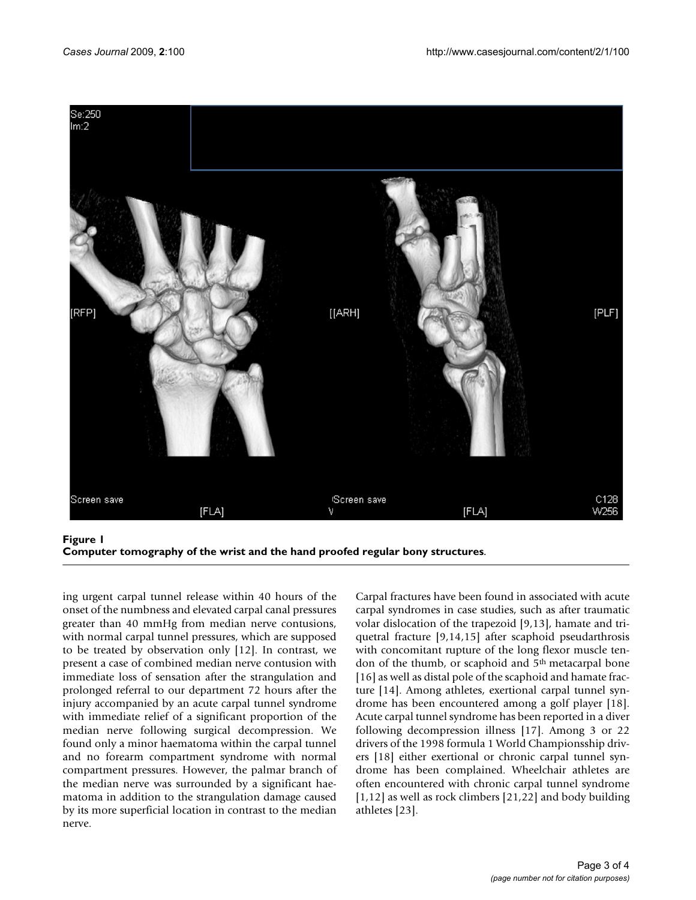Se:250
Im:2

[RFP]
[[ARH]
[PLF]

Screen save
[FLA]
Screen save
V
[FLA]
C128
W256

**Figure 1**
**Computer tomography of the wrist and the hand proofed regular bony structures**.

ing urgent carpal tunnel release within 40 hours of the onset of the numbness and elevated carpal canal pressures greater than 40 mmHg from median nerve contusions, with normal carpal tunnel pressures, which are supposed to be treated by observation only [12]. In contrast, we present a case of combined median nerve contusion with immediate loss of sensation after the strangulation and prolonged referral to our department 72 hours after the injury accompanied by an acute carpal tunnel syndrome with immediate relief of a significant proportion of the median nerve following surgical decompression. We found only a minor haematoma within the carpal tunnel and no forearm compartment syndrome with normal compartment pressures. However, the palmar branch of the median nerve was surrounded by a significant haematoma in addition to the strangulation damage caused by its more superficial location in contrast to the median nerve.

Carpal fractures have been found in associated with acute carpal syndromes in case studies, such as after traumatic volar dislocation of the trapezoid [9,13], hamate and triquetral fracture [9,14,15] after scaphoid pseudarthrosis with concomitant rupture of the long flexor muscle tendon of the thumb, or scaphoid and 5th metacarpal bone [16] as well as distal pole of the scaphoid and hamate fracture [14]. Among athletes, exertional carpal tunnel syndrome has been encountered among a golf player [18]. Acute carpal tunnel syndrome has been reported in a diver following decompression illness [17]. Among 3 or 22 drivers of the 1998 formula 1 World Championsship drivers [18] either exertional or chronic carpal tunnel syndrome has been complained. Wheelchair athletes are often encountered with chronic carpal tunnel syndrome [1,12] as well as rock climbers [21,22] and body building athletes [23].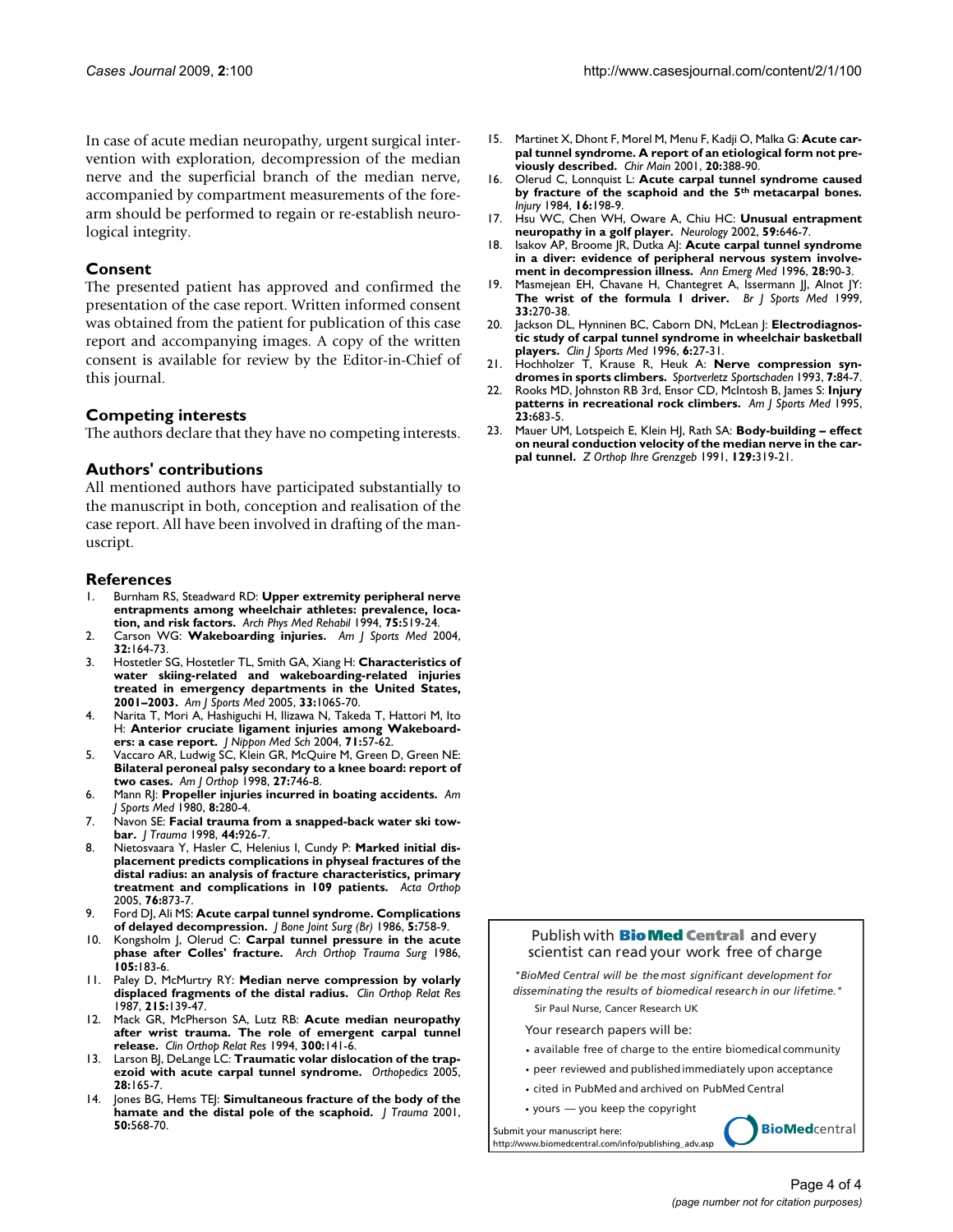In case of acute median neuropathy, urgent surgical intervention with exploration, decompression of the median nerve and the superficial branch of the median nerve, accompanied by compartment measurements of the forearm should be performed to regain or re-establish neurological integrity.

## Consent

The presented patient has approved and confirmed the presentation of the case report. Written informed consent was obtained from the patient for publication of this case report and accompanying images. A copy of the written consent is available for review by the Editor-in-Chief of this journal.

## Competing interests

The authors declare that they have no competing interests.

## Authors' contributions

All mentioned authors have participated substantially to the manuscript in both, conception and realisation of the case report. All have been involved in drafting of the manuscript.

## References

1. Burnham RS, Steadward RD: **Upper extremity peripheral nerve entrapments among wheelchair athletes: prevalence, location, and risk factors.** *Arch Phys Med Rehabil* 1994, **75:**519-24.
2. Carson WG: **Wakeboarding injuries.** *Am J Sports Med* 2004, **32:**164-73.
3. Hostetler SG, Hostetler TL, Smith GA, Xiang H: **Characteristics of water skiing-related and wakeboarding-related injuries treated in emergency departments in the United States, 2001–2003.** *Am J Sports Med* 2005, **33:**1065-70.
4. Narita T, Mori A, Hashiguchi H, Ilizawa N, Takeda T, Hattori M, Ito H: **Anterior cruciate ligament injuries among Wakeboarders: a case report.** *J Nippon Med Sch* 2004, **71:**57-62.
5. Vaccaro AR, Ludwig SC, Klein GR, McQuire M, Green D, Green NE: **Bilateral peroneal palsy secondary to a knee board: report of two cases.** *Am J Orthop* 1998, **27:**746-8.
6. Mann RJ: **Propeller injuries incurred in boating accidents.** *Am J Sports Med* 1980, **8:**280-4.
7. Navon SE: **Facial trauma from a snapped-back water ski towbar.** *J Trauma* 1998, **44:**926-7.
8. Nietosvaara Y, Hasler C, Helenius I, Cundy P: **Marked initial displacement predicts complications in physeal fractures of the distal radius: an analysis of fracture characteristics, primary treatment and complications in 109 patients.** *Acta Orthop* 2005, **76:**873-7.
9. Ford DJ, Ali MS: **Acute carpal tunnel syndrome. Complications of delayed decompression.** *J Bone Joint Surg (Br)* 1986, **5:**758-9.
10. Kongsholm J, Olerud C: **Carpal tunnel pressure in the acute phase after Colles' fracture.** *Arch Orthop Trauma Surg* 1986, **105:**183-6.
11. Paley D, McMurtry RY: **Median nerve compression by volarly displaced fragments of the distal radius.** *Clin Orthop Relat Res* 1987, **215:**139-47.
12. Mack GR, McPherson SA, Lutz RB: **Acute median neuropathy after wrist trauma. The role of emergent carpal tunnel release.** *Clin Orthop Relat Res* 1994, **300:**141-6.
13. Larson BJ, DeLange LC: **Traumatic volar dislocation of the trapezoid with acute carpal tunnel syndrome.** *Orthopedics* 2005, **28:**165-7.
14. Jones BG, Hems TEJ: **Simultaneous fracture of the body of the hamate and the distal pole of the scaphoid.** *J Trauma* 2001, **50:**568-70.
15. Martinet X, Dhont F, Morel M, Menu F, Kadji O, Malka G: **Acute carpal tunnel syndrome. A report of an etiological form not previously described.** *Chir Main* 2001, **20:**388-90.
16. Olerud C, Lonnquist L: **Acute carpal tunnel syndrome caused by fracture of the scaphoid and the 5th metacarpal bones.** *Injury* 1984, **16:**198-9.
17. Hsu WC, Chen WH, Oware A, Chiu HC: **Unusual entrapment neuropathy in a golf player.** *Neurology* 2002, **59:**646-7.
18. Isakov AP, Broome JR, Dutka AJ: **Acute carpal tunnel syndrome in a diver: evidence of peripheral nervous system involvement in decompression illness.** *Ann Emerg Med* 1996, **28:**90-3.
19. Masmejean EH, Chavane H, Chantegret A, Issermann JJ, Alnot JY: **The wrist of the formula 1 driver.** *Br J Sports Med* 1999, **33:**270-38.
20. Jackson DL, Hynninen BC, Caborn DN, McLean J: **Electrodiagnostic study of carpal tunnel syndrome in wheelchair basketball players.** *Clin J Sports Med* 1996, **6:**27-31.
21. Hochholzer T, Krause R, Heuk A: **Nerve compression syndromes in sports climbers.** *Sportverletz Sportschaden* 1993, **7:**84-7.
22. Rooks MD, Johnston RB 3rd, Ensor CD, McIntosh B, James S: **Injury patterns in recreational rock climbers.** *Am J Sports Med* 1995, **23:**683-5.
23. Mauer UM, Lotspeich E, Klein HJ, Rath SA: **Body-building – effect on neural conduction velocity of the median nerve in the carpal tunnel.** *Z Orthop Ihre Grenzgeb* 1991, **129:**319-21.

Publish with **BioMed Central** and every scientist can read your work free of charge

*"BioMed Central will be the most significant development for disseminating the results of biomedical research in our lifetime."*
Sir Paul Nurse, Cancer Research UK

Your research papers will be:

- available free of charge to the entire biomedical community
- peer reviewed and published immediately upon acceptance
- cited in PubMed and archived on PubMed Central
- yours — you keep the copyright

Submit your manuscript here:
http://www.biomedcentral.com/info/publishing_adv.asp

BioMedcentral